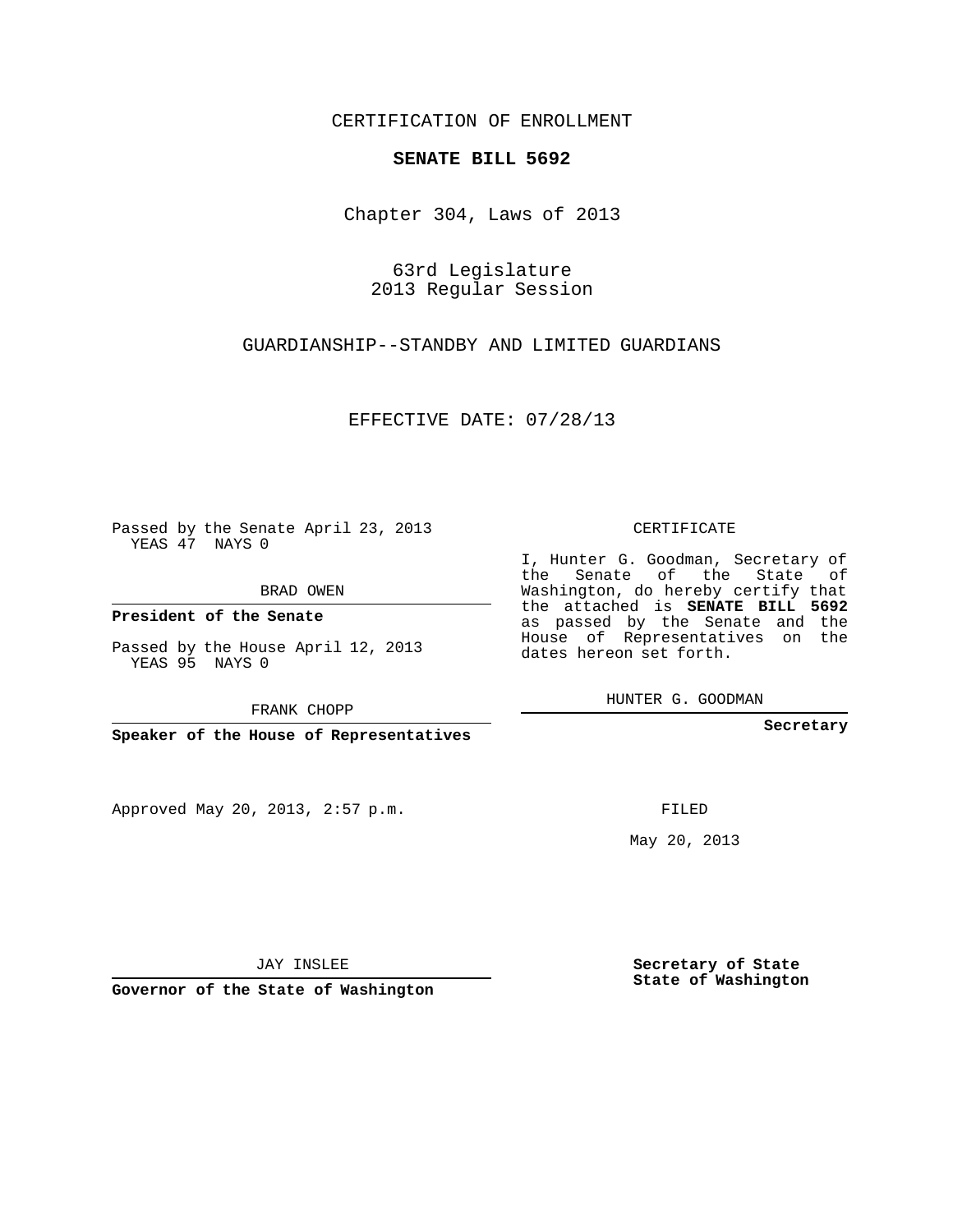CERTIFICATION OF ENROLLMENT

**SENATE BILL 5692**

Chapter 304, Laws of 2013

63rd Legislature
2013 Regular Session

GUARDIANSHIP--STANDBY AND LIMITED GUARDIANS

EFFECTIVE DATE: 07/28/13

Passed by the Senate April 23, 2013
YEAS 47 NAYS 0

BRAD OWEN

**President of the Senate**

Passed by the House April 12, 2013
YEAS 95 NAYS 0

FRANK CHOPP

**Speaker of the House of Representatives**

CERTIFICATE

I, Hunter G. Goodman, Secretary of the Senate of the State of Washington, do hereby certify that the attached is **SENATE BILL 5692** as passed by the Senate and the House of Representatives on the dates hereon set forth.

HUNTER G. GOODMAN

**Secretary**

Approved May 20, 2013, 2:57 p.m.

FILED

May 20, 2013

JAY INSLEE

**Governor of the State of Washington**

**Secretary of State**
**State of Washington**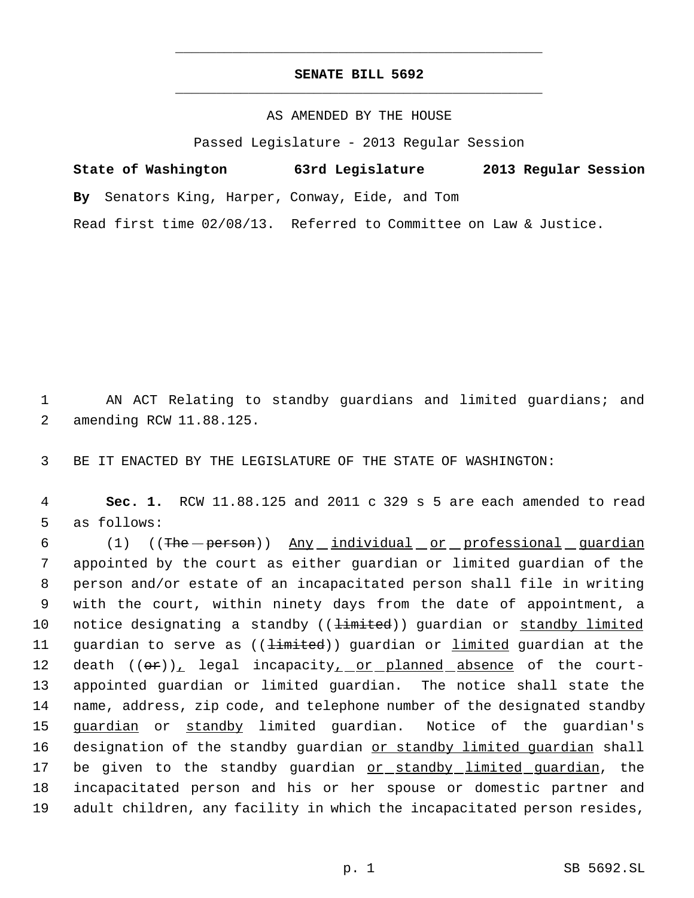# SENATE BILL 5692

AS AMENDED BY THE HOUSE

Passed Legislature - 2013 Regular Session

**State of Washington 63rd Legislature 2013 Regular Session**

**By** Senators King, Harper, Conway, Eide, and Tom

Read first time 02/08/13. Referred to Committee on Law & Justice.

1 AN ACT Relating to standby guardians and limited guardians; and
2 amending RCW 11.88.125.

3 BE IT ENACTED BY THE LEGISLATURE OF THE STATE OF WASHINGTON:

4 **Sec. 1.** RCW 11.88.125 and 2011 c 329 s 5 are each amended to read
5 as follows:

6 (1) ((~~The person~~)) <u>Any individual or professional guardian</u>
7 appointed by the court as either guardian or limited guardian of the
8 person and/or estate of an incapacitated person shall file in writing
9 with the court, within ninety days from the date of appointment, a
10 notice designating a standby ((~~limited~~)) guardian or <u>standby limited</u>
11 guardian to serve as ((~~limited~~)) guardian or <u>limited</u> guardian at the
12 death ((~~or~~))<u>,</u> legal incapacity<u>, or planned absence</u> of the court-
13 appointed guardian or limited guardian. The notice shall state the
14 name, address, zip code, and telephone number of the designated standby
15 <u>guardian</u> or <u>standby</u> limited guardian. Notice of the guardian's
16 designation of the standby guardian <u>or standby limited guardian</u> shall
17 be given to the standby guardian <u>or standby limited guardian</u>, the
18 incapacitated person and his or her spouse or domestic partner and
19 adult children, any facility in which the incapacitated person resides,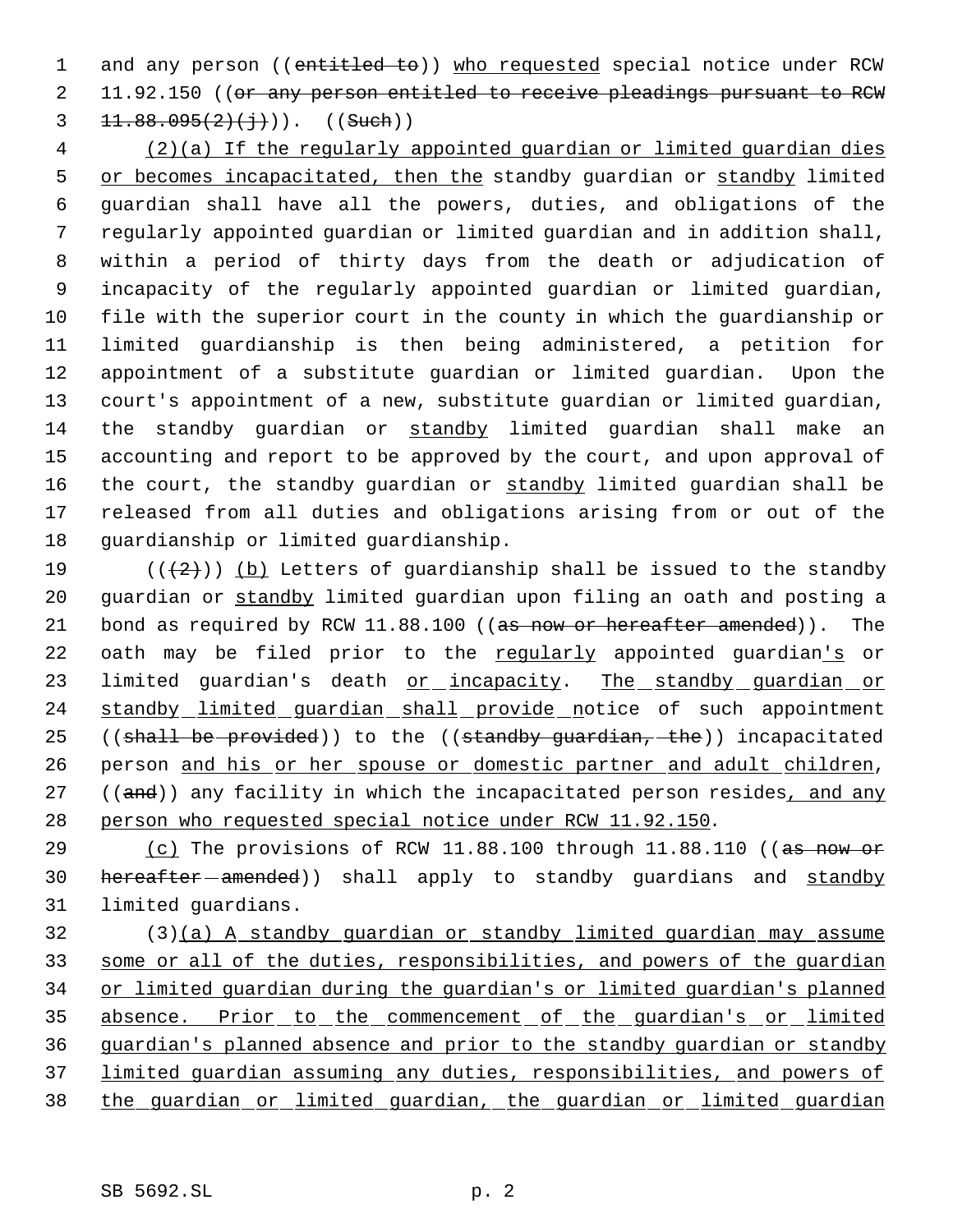and any person ((~~entitled to~~)) <u>who requested</u> special notice under RCW 11.92.150 ((~~or any person entitled to receive pleadings pursuant to RCW 11.88.095(2)(j)~~)). ((~~Such~~))

<u>(2)(a) If the regularly appointed guardian or limited guardian dies or becomes incapacitated, then the</u> standby guardian or <u>standby</u> limited guardian shall have all the powers, duties, and obligations of the regularly appointed guardian or limited guardian and in addition shall, within a period of thirty days from the death or adjudication of incapacity of the regularly appointed guardian or limited guardian, file with the superior court in the county in which the guardianship or limited guardianship is then being administered, a petition for appointment of a substitute guardian or limited guardian. Upon the court's appointment of a new, substitute guardian or limited guardian, the standby guardian or <u>standby</u> limited guardian shall make an accounting and report to be approved by the court, and upon approval of the court, the standby guardian or <u>standby</u> limited guardian shall be released from all duties and obligations arising from or out of the guardianship or limited guardianship.

((~~(2)~~)) <u>(b)</u> Letters of guardianship shall be issued to the standby guardian or <u>standby</u> limited guardian upon filing an oath and posting a bond as required by RCW 11.88.100 ((~~as now or hereafter amended~~)). The oath may be filed prior to the <u>regularly</u> appointed guardian<u>'s</u> or limited guardian's death <u>or incapacity</u>. <u>The standby guardian or standby limited guardian shall provide n</u>otice of such appointment ((~~shall be provided~~)) to the ((~~standby guardian, the~~)) incapacitated person <u>and his or her spouse or domestic partner and adult children</u>, ((~~and~~)) any facility in which the incapacitated person resides<u>, and any person who requested special notice under RCW 11.92.150</u>.

<u>(c)</u> The provisions of RCW 11.88.100 through 11.88.110 ((~~as now or hereafter amended~~)) shall apply to standby guardians and <u>standby</u> limited guardians.

(3)<u>(a) A standby guardian or standby limited guardian may assume some or all of the duties, responsibilities, and powers of the guardian or limited guardian during the guardian's or limited guardian's planned absence. Prior to the commencement of the guardian's or limited guardian's planned absence and prior to the standby guardian or standby limited guardian assuming any duties, responsibilities, and powers of the guardian or limited guardian, the guardian or limited guardian</u>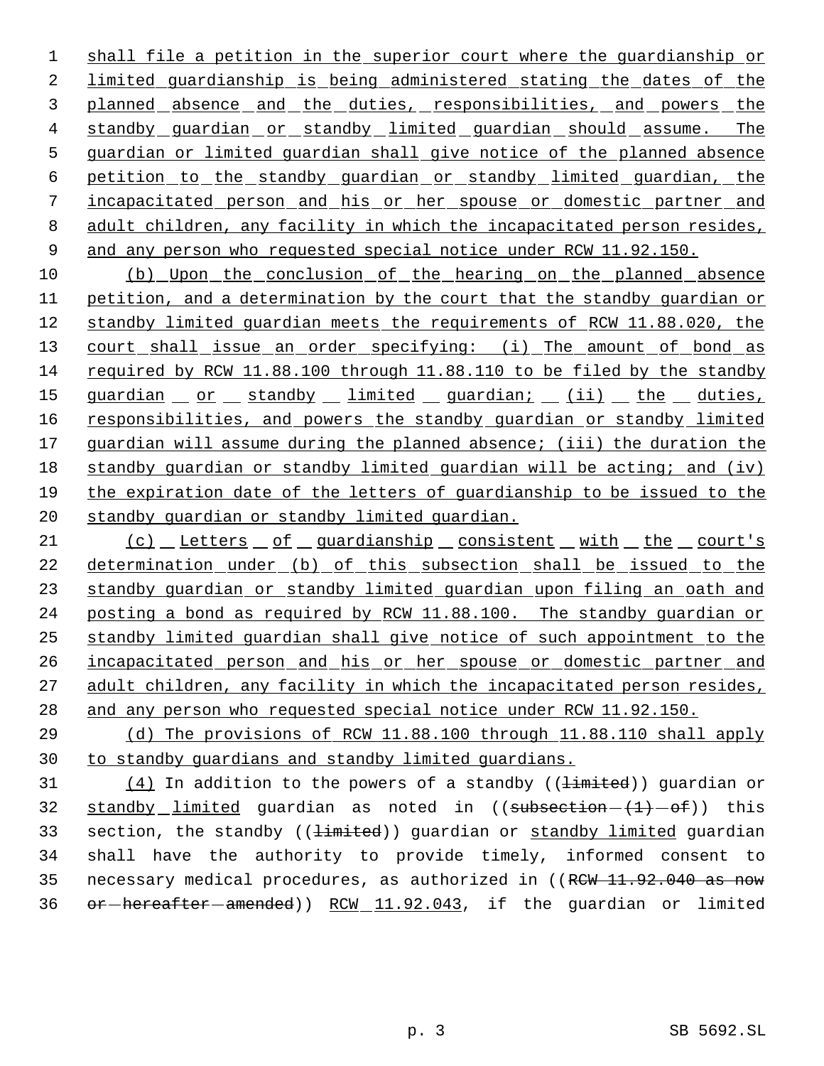shall file a petition in the superior court where the guardianship or limited guardianship is being administered stating the dates of the planned absence and the duties, responsibilities, and powers the standby guardian or standby limited guardian should assume. The guardian or limited guardian shall give notice of the planned absence petition to the standby guardian or standby limited guardian, the incapacitated person and his or her spouse or domestic partner and adult children, any facility in which the incapacitated person resides, and any person who requested special notice under RCW 11.92.150.

(b) Upon the conclusion of the hearing on the planned absence petition, and a determination by the court that the standby guardian or standby limited guardian meets the requirements of RCW 11.88.020, the court shall issue an order specifying: (i) The amount of bond as required by RCW 11.88.100 through 11.88.110 to be filed by the standby guardian or standby limited guardian; (ii) the duties, responsibilities, and powers the standby guardian or standby limited guardian will assume during the planned absence; (iii) the duration the standby guardian or standby limited guardian will be acting; and (iv) the expiration date of the letters of guardianship to be issued to the standby guardian or standby limited guardian.

(c) Letters of guardianship consistent with the court's determination under (b) of this subsection shall be issued to the standby guardian or standby limited guardian upon filing an oath and posting a bond as required by RCW 11.88.100. The standby guardian or standby limited guardian shall give notice of such appointment to the incapacitated person and his or her spouse or domestic partner and adult children, any facility in which the incapacitated person resides, and any person who requested special notice under RCW 11.92.150.

(d) The provisions of RCW 11.88.100 through 11.88.110 shall apply to standby guardians and standby limited guardians.

(4) In addition to the powers of a standby ((~~limited~~)) guardian or standby limited guardian as noted in ((~~subsection (1) of~~)) this section, the standby ((~~limited~~)) guardian or standby limited guardian shall have the authority to provide timely, informed consent to necessary medical procedures, as authorized in ((~~RCW 11.92.040 as now or hereafter amended~~)) RCW 11.92.043, if the guardian or limited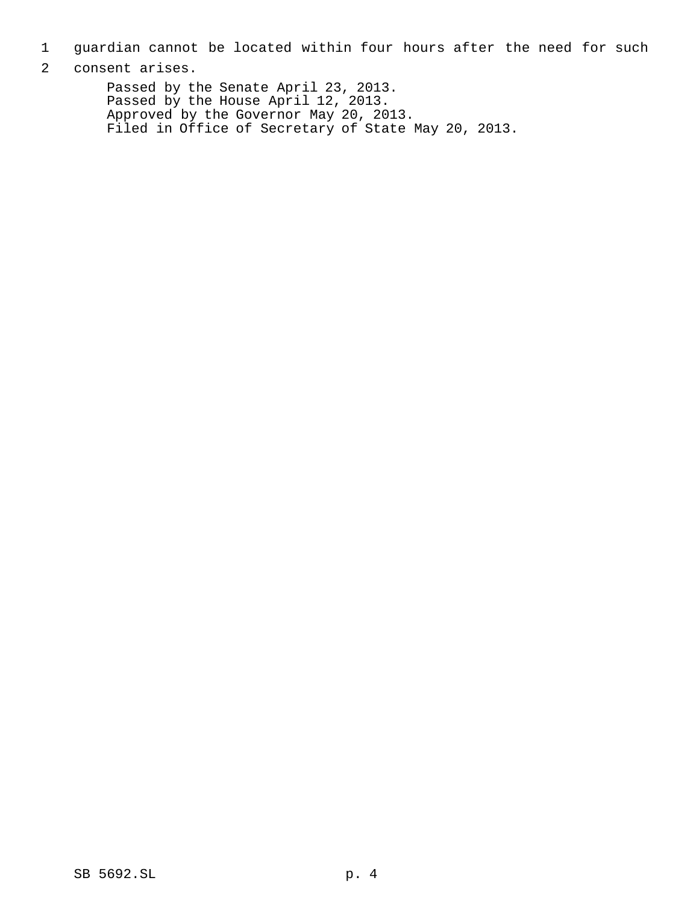guardian cannot be located within four hours after the need for such consent arises.

Passed by the Senate April 23, 2013.
Passed by the House April 12, 2013.
Approved by the Governor May 20, 2013.
Filed in Office of Secretary of State May 20, 2013.